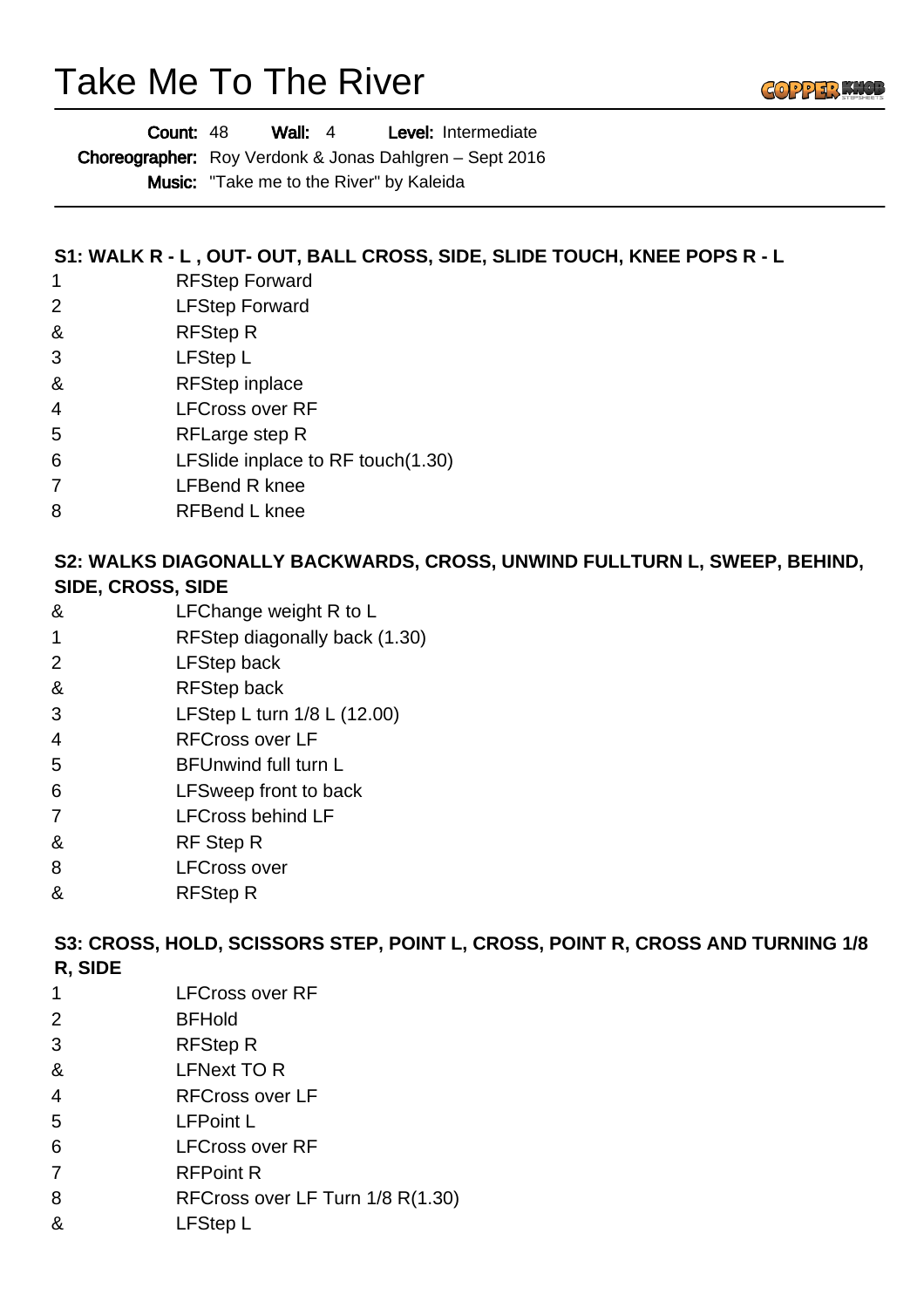# Take Me To The River

**Count:** 48 **Wall:** 4 **Level:** Intermediate

**Choreographer:** Roy Verdonk & Jonas Dahlgren – Sept 2016

**Music:** "Take me to the River" by Kaleida

---

**S1: WALK R - L , OUT- OUT, BALL CROSS, SIDE, SLIDE TOUCH, KNEE POPS R - L**

| | |
|---|---|
| 1 | RFStep Forward |
| 2 | LFStep Forward |
| & | RFStep R |
| 3 | LFStep L |
| & | RFStep inplace |
| 4 | LFCross over RF |
| 5 | RFLarge step R |
| 6 | LFSlide inplace to RF touch(1.30) |
| 7 | LFBend R knee |
| 8 | RFBend L knee |

**S2: WALKS DIAGONALLY BACKWARDS, CROSS, UNWIND FULLTURN L, SWEEP, BEHIND, SIDE, CROSS, SIDE**

| | |
|---|---|
| & | LFChange weight R to L |
| 1 | RFStep diagonally back (1.30) |
| 2 | LFStep back |
| & | RFStep back |
| 3 | LFStep L turn 1/8 L (12.00) |
| 4 | RFCross over LF |
| 5 | BFUnwind full turn L |
| 6 | LFSweep front to back |
| 7 | LFCross behind LF |
| & | RF Step R |
| 8 | LFCross over |
| & | RFStep R |

**S3: CROSS, HOLD, SCISSORS STEP, POINT L, CROSS, POINT R, CROSS AND TURNING 1/8 R, SIDE**

| | |
|---|---|
| 1 | LFCross over RF |
| 2 | BFHold |
| 3 | RFStep R |
| & | LFNext TO R |
| 4 | RFCross over LF |
| 5 | LFPoint L |
| 6 | LFCross over RF |
| 7 | RFPoint R |
| 8 | RFCross over LF Turn 1/8 R(1.30) |
| & | LFStep L |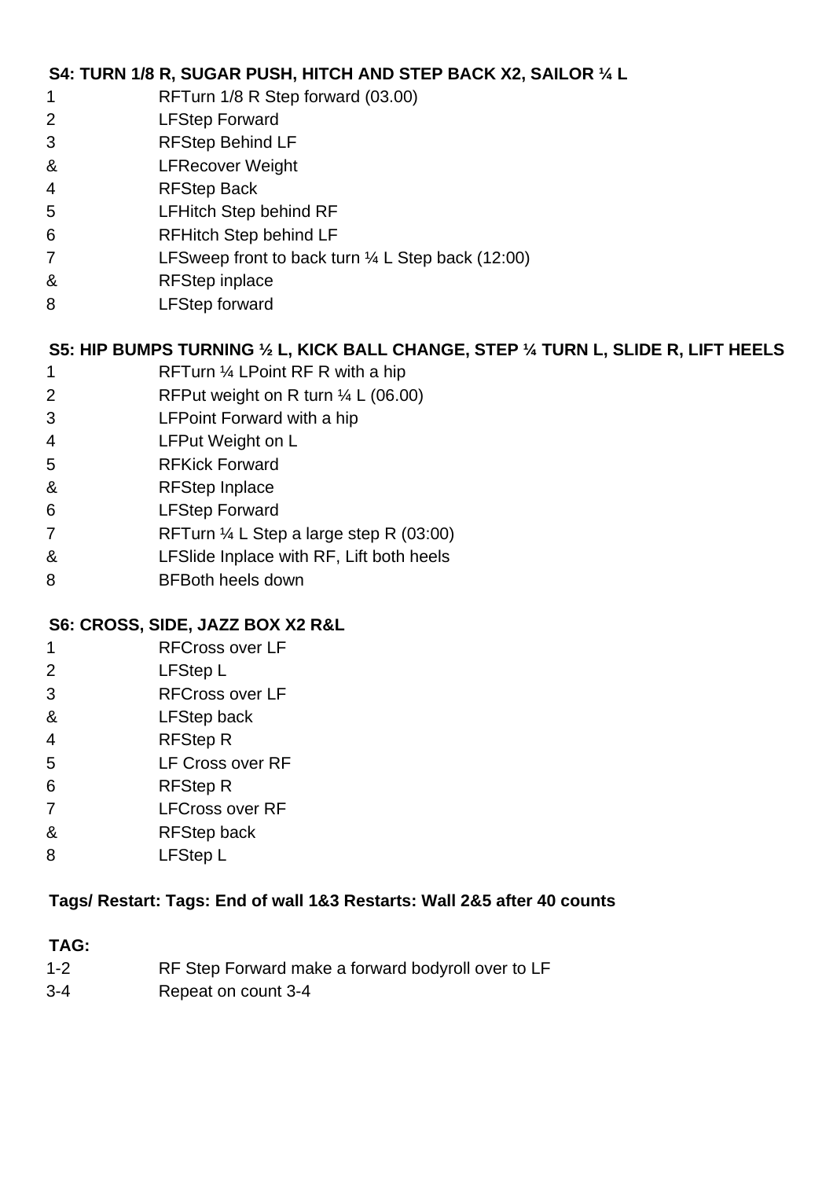**S4: TURN 1/8 R, SUGAR PUSH, HITCH AND STEP BACK X2, SAILOR ¼ L**

| | |
|---|---|
| 1 | RFTurn 1/8 R Step forward (03.00) |
| 2 | LFStep Forward |
| 3 | RFStep Behind LF |
| & | LFRecover Weight |
| 4 | RFStep Back |
| 5 | LFHitch Step behind RF |
| 6 | RFHitch Step behind LF |
| 7 | LFSweep front to back turn ¼ L Step back (12:00) |
| & | RFStep inplace |
| 8 | LFStep forward |

**S5: HIP BUMPS TURNING ½ L, KICK BALL CHANGE, STEP ¼ TURN L, SLIDE R, LIFT HEELS**

| | |
|---|---|
| 1 | RFTurn ¼ LPoint RF R with a hip |
| 2 | RFPut weight on R turn ¼ L (06.00) |
| 3 | LFPoint Forward with a hip |
| 4 | LFPut Weight on L |
| 5 | RFKick Forward |
| & | RFStep Inplace |
| 6 | LFStep Forward |
| 7 | RFTurn ¼ L Step a large step R (03:00) |
| & | LFSlide Inplace with RF, Lift both heels |
| 8 | BFBoth heels down |

**S6: CROSS, SIDE, JAZZ BOX X2 R&L**

| | |
|---|---|
| 1 | RFCross over LF |
| 2 | LFStep L |
| 3 | RFCross over LF |
| & | LFStep back |
| 4 | RFStep R |
| 5 | LF Cross over RF |
| 6 | RFStep R |
| 7 | LFCross over RF |
| & | RFStep back |
| 8 | LFStep L |

**Tags/ Restart: Tags: End of wall 1&3 Restarts: Wall 2&5 after 40 counts**

**TAG:**

| | |
|---|---|
| 1-2 | RF Step Forward make a forward bodyroll over to LF |
| 3-4 | Repeat on count 3-4 |